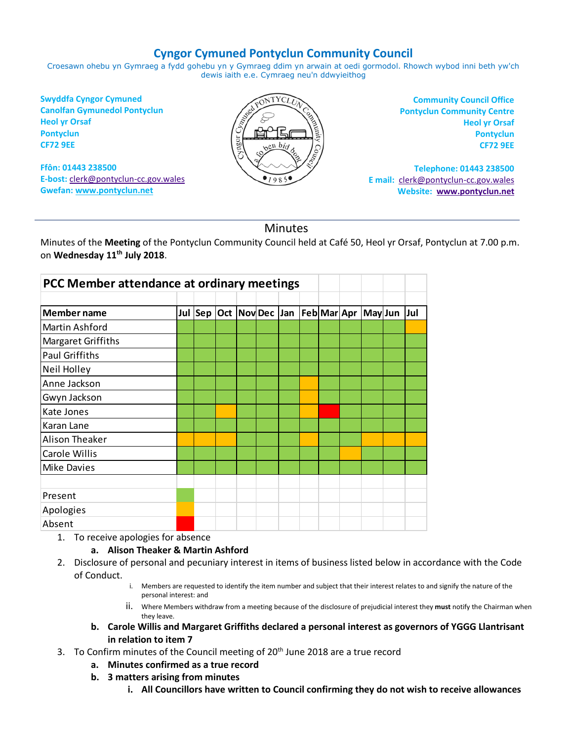# Cyngor Cymuned Pontyclun Community Council

Croesawn ohebu yn Gymraeg a fydd gohebu yn y Gymraeg ddim yn arwain at oedi gormodol. Rhowch wybod inni beth yw'ch dewis iaith e.e. Cymraeg neu'n ddwyieithog

**Swyddfa Cyngor Cymuned**
**Canolfan Gymunedol Pontyclun**
**Heol yr Orsaf**
**Pontyclun**
**CF72 9EE**

**Ffôn: 01443 238500**
**E-bost:** clerk@pontyclun-cc.gov.wales
**Gwefan:** www.pontyclun.net

**Community Council Office**
**Pontyclun Community Centre**
**Heol yr Orsaf**
**Pontyclun**
**CF72 9EE**

**Telephone: 01443 238500**
**E mail:** clerk@pontyclun-cc.gov.wales
**Website:** **www.pontyclun.net**

---

## Minutes

Minutes of the **Meeting** of the Pontyclun Community Council held at Café 50, Heol yr Orsaf, Pontyclun at 7.00 p.m. on **Wednesday 11th July 2018**.

**PCC Member attendance at ordinary meetings**

| Member name | Jul | Sep | Oct | Nov | Dec | Jan | Feb | Mar | Apr | May | Jun | Jul |
|---|---|---|---|---|---|---|---|---|---|---|---|---|
| Martin Ashford | Present | Present | Present | Present | Present | Present | Present | Present | Present | Present | Present | Apologies |
| Margaret Griffiths | Present | Present | Present | Present | Present | Present | Present | Present | Present | Present | Present | Present |
| Paul Griffiths | Present | Present | Present | Present | Present | Present | Present | Present | Present | Present | Present | Present |
| Neil Holley | Present | Present | Present | Present | Present | Present | Present | Present | Present | Present | Present | Present |
| Anne Jackson | Present | Present | Present | Present | Present | Present | Apologies | Present | Present | Present | Present | Present |
| Gwyn Jackson | Present | Present | Present | Present | Present | Present | Apologies | Present | Present | Present | Present | Present |
| Kate Jones | Present | Present | Apologies | Present | Present | Present | Apologies | Absent | Present | Present | Present | Present |
| Karan Lane | Present | Present | Present | Present | Present | Present | Present | Present | Present | Present | Present | Present |
| Alison Theaker | Apologies | Apologies | Apologies | Present | Present | Present | Apologies | Present | Present | Apologies | Apologies | Apologies |
| Carole Willis | Present | Present | Present | Present | Present | Present | Present | Present | Apologies | Present | Present | Present |
| Mike Davies | Present | Present | Present | Present | Present | Present | Present | Present | Present | Present | Present | Present |

Key: Present (green); Apologies (amber); Absent (red)

1. To receive apologies for absence
   a. **Alison Theaker & Martin Ashford**
2. Disclosure of personal and pecuniary interest in items of business listed below in accordance with the Code of Conduct.
   i. Members are requested to identify the item number and subject that their interest relates to and signify the nature of the personal interest: and
   ii. Where Members withdraw from a meeting because of the disclosure of prejudicial interest they **must** notify the Chairman when they leave.

   b. **Carole Willis and Margaret Griffiths declared a personal interest as governors of YGGG Llantrisant in relation to item 7**
3. To Confirm minutes of the Council meeting of 20th June 2018 are a true record
   a. **Minutes confirmed as a true record**
   b. **3 matters arising from minutes**
      i. **All Councillors have written to Council confirming they do not wish to receive allowances**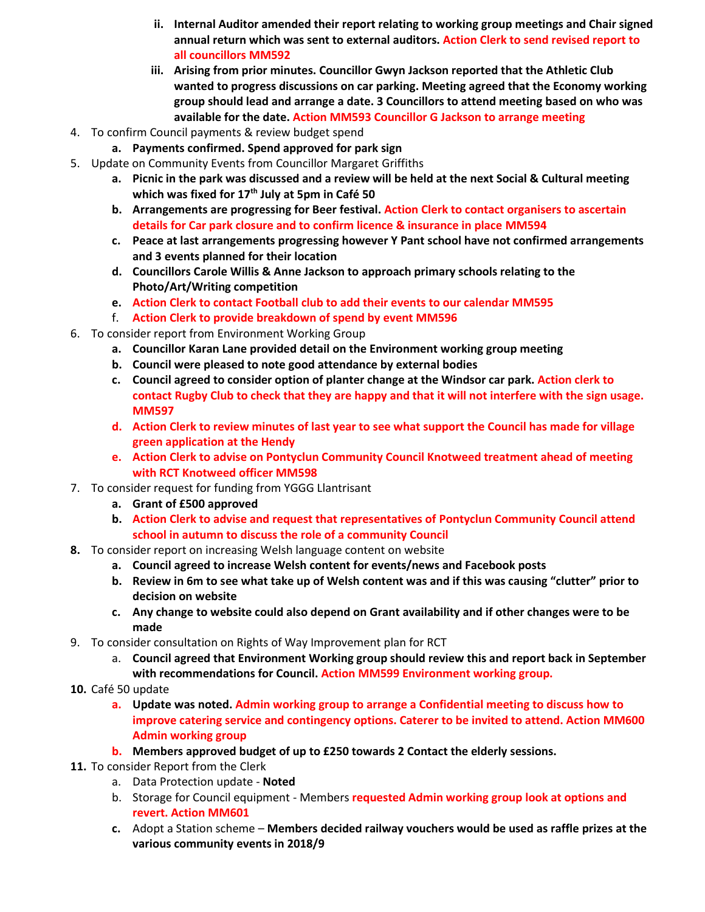ii. **Internal Auditor amended their report relating to working group meetings and Chair signed annual return which was sent to external auditors. Action Clerk to send revised report to all councillors MM592**

iii. **Arising from prior minutes. Councillor Gwyn Jackson reported that the Athletic Club wanted to progress discussions on car parking. Meeting agreed that the Economy working group should lead and arrange a date. 3 Councillors to attend meeting based on who was available for the date. Action MM593 Councillor G Jackson to arrange meeting**

4. To confirm Council payments & review budget spend
    a. **Payments confirmed. Spend approved for park sign**
5. Update on Community Events from Councillor Margaret Griffiths
    a. **Picnic in the park was discussed and a review will be held at the next Social & Cultural meeting which was fixed for 17th July at 5pm in Café 50**
    b. **Arrangements are progressing for Beer festival. Action Clerk to contact organisers to ascertain details for Car park closure and to confirm licence & insurance in place MM594**
    c. **Peace at last arrangements progressing however Y Pant school have not confirmed arrangements and 3 events planned for their location**
    d. **Councillors Carole Willis & Anne Jackson to approach primary schools relating to the Photo/Art/Writing competition**
    e. **Action Clerk to contact Football club to add their events to our calendar MM595**
    f. **Action Clerk to provide breakdown of spend by event MM596**
6. To consider report from Environment Working Group
    a. **Councillor Karan Lane provided detail on the Environment working group meeting**
    b. **Council were pleased to note good attendance by external bodies**
    c. **Council agreed to consider option of planter change at the Windsor car park. Action clerk to contact Rugby Club to check that they are happy and that it will not interfere with the sign usage. MM597**
    d. **Action Clerk to review minutes of last year to see what support the Council has made for village green application at the Hendy**
    e. **Action Clerk to advise on Pontyclun Community Council Knotweed treatment ahead of meeting with RCT Knotweed officer MM598**
7. To consider request for funding from YGGG Llantrisant
    a. **Grant of £500 approved**
    b. **Action Clerk to advise and request that representatives of Pontyclun Community Council attend school in autumn to discuss the role of a community Council**
8. To consider report on increasing Welsh language content on website
    a. **Council agreed to increase Welsh content for events/news and Facebook posts**
    b. **Review in 6m to see what take up of Welsh content was and if this was causing "clutter" prior to decision on website**
    c. **Any change to website could also depend on Grant availability and if other changes were to be made**
9. To consider consultation on Rights of Way Improvement plan for RCT
    a. **Council agreed that Environment Working group should review this and report back in September with recommendations for Council. Action MM599 Environment working group.**
10. Café 50 update
    a. **Update was noted. Admin working group to arrange a Confidential meeting to discuss how to improve catering service and contingency options. Caterer to be invited to attend. Action MM600 Admin working group**
    b. **Members approved budget of up to £250 towards 2 Contact the elderly sessions.**
11. To consider Report from the Clerk
    a. Data Protection update - **Noted**
    b. Storage for Council equipment - Members **requested Admin working group look at options and revert. Action MM601**
    c. Adopt a Station scheme – **Members decided railway vouchers would be used as raffle prizes at the various community events in 2018/9**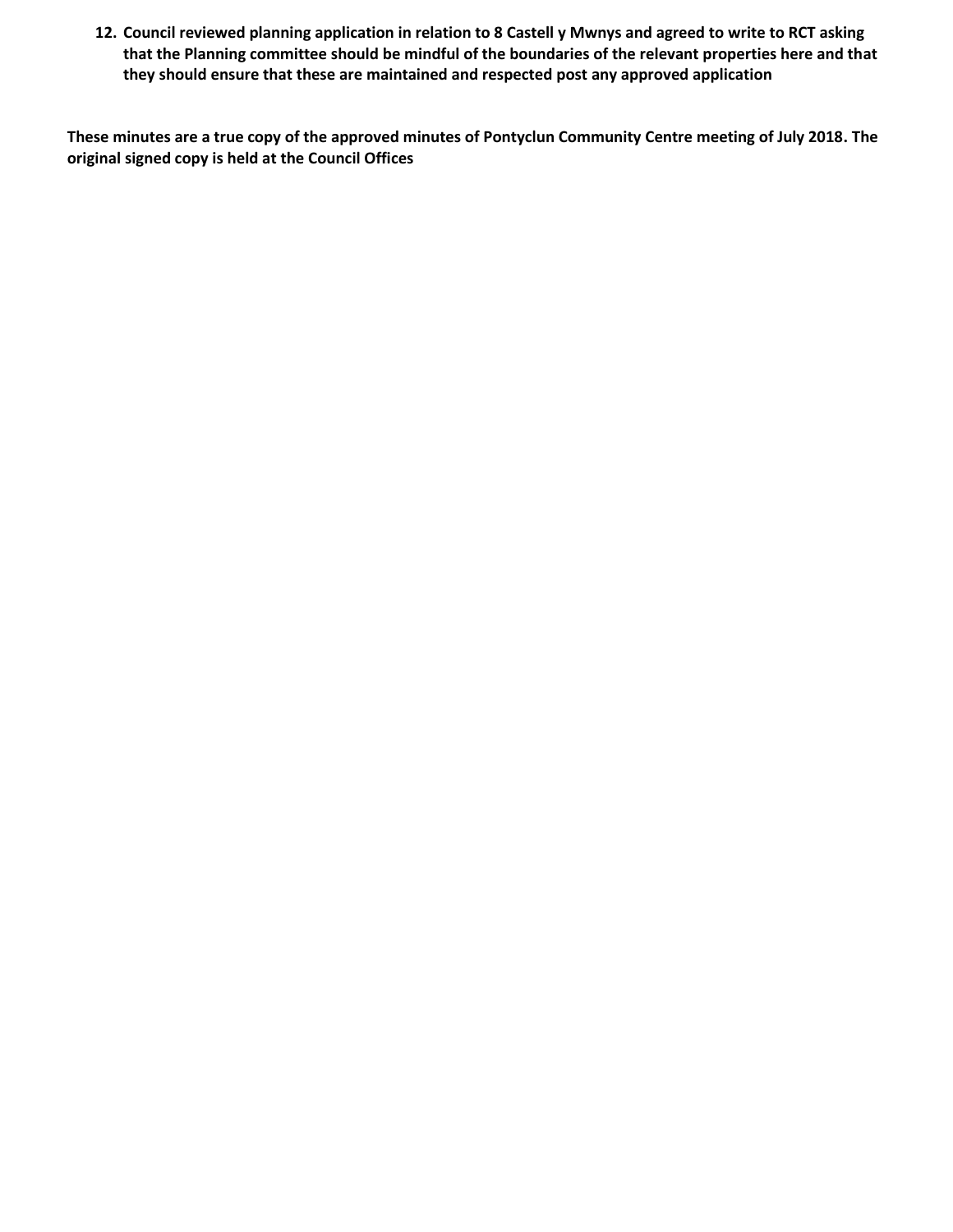12. **Council reviewed planning application in relation to 8 Castell y Mwnys and agreed to write to RCT asking that the Planning committee should be mindful of the boundaries of the relevant properties here and that they should ensure that these are maintained and respected post any approved application**

**These minutes are a true copy of the approved minutes of Pontyclun Community Centre meeting of July 2018. The original signed copy is held at the Council Offices**